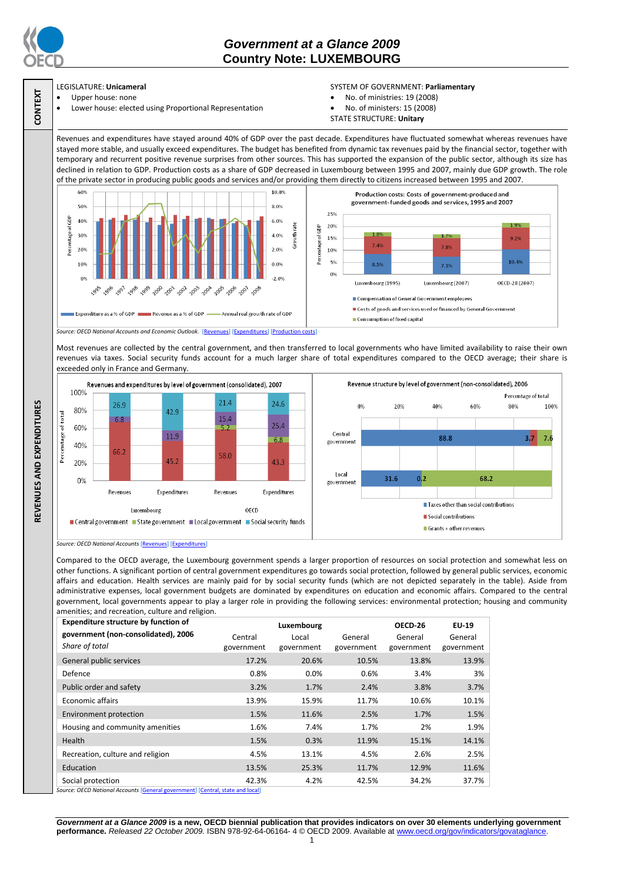# Government at a Glance 2009
## Country Note: LUXEMBOURG

**CONTEXT**

LEGISLATURE: **Unicameral**
- Upper house: none
- Lower house: elected using Proportional Representation

SYSTEM OF GOVERNMENT: **Parliamentary**
- No. of ministries: 19 (2008)
- No. of ministers: 15 (2008)

STATE STRUCTURE: **Unitary**

**REVENUES AND EXPENDITURES**

Revenues and expenditures have stayed around 40% of GDP over the past decade. Expenditures have fluctuated somewhat whereas revenues have stayed more stable, and usually exceed expenditures. The budget has benefited from dynamic tax revenues paid by the financial sector, together with temporary and recurrent positive revenue surprises from other sources. This has supported the expansion of the public sector, although its size has declined in relation to GDP. Production costs as a share of GDP decreased in Luxembourg between 1995 and 2007, mainly due GDP growth. The role of the private sector in producing public goods and services and/or providing them directly to citizens increased between 1995 and 2007.

Source: OECD National Accounts and Economic Outlook. [Revenues] [Expenditures] [Production costs]

Most revenues are collected by the central government, and then transferred to local governments who have limited availability to raise their own revenues via taxes. Social security funds account for a much larger share of total expenditures compared to the OECD average; their share is exceeded only in France and Germany.

Source: OECD National Accounts [Revenues] [Expenditures]

Compared to the OECD average, the Luxembourg government spends a larger proportion of resources on social protection and somewhat less on other functions. A significant portion of central government expenditures go towards social protection, followed by general public services, economic affairs and education. Health services are mainly paid for by social security funds (which are not depicted separately in the table). Aside from administrative expenses, local government budgets are dominated by expenditures on education and economic affairs. Compared to the central government, local governments appear to play a larger role in providing the following services: environmental protection; housing and community amenities; and recreation, culture and religion.

| **Expenditure structure by function of government (non-consolidated), 2006** *Share of total* | Luxembourg Central government | Luxembourg Local government | Luxembourg General government | OECD-26 General government | EU-19 General government |
|---|---|---|---|---|---|
| General public services | 17.2% | 20.6% | 10.5% | 13.8% | 13.9% |
| Defence | 0.8% | 0.0% | 0.6% | 3.4% | 3% |
| Public order and safety | 3.2% | 1.7% | 2.4% | 3.8% | 3.7% |
| Economic affairs | 13.9% | 15.9% | 11.7% | 10.6% | 10.1% |
| Environment protection | 1.5% | 11.6% | 2.5% | 1.7% | 1.5% |
| Housing and community amenities | 1.6% | 7.4% | 1.7% | 2% | 1.9% |
| Health | 1.5% | 0.3% | 11.9% | 15.1% | 14.1% |
| Recreation, culture and religion | 4.5% | 13.1% | 4.5% | 2.6% | 2.5% |
| Education | 13.5% | 25.3% | 11.7% | 12.9% | 11.6% |
| Social protection | 42.3% | 4.2% | 42.5% | 34.2% | 37.7% |

Source: OECD National Accounts [General government] [Central, state and local]

***Government at a Glance 2009*** **is a new, OECD biennial publication that provides indicators on over 30 elements underlying government performance.** *Released 22 October 2009.* ISBN 978-92-64-06164- 4 © OECD 2009. Available at www.oecd.org/gov/indicators/govataglance.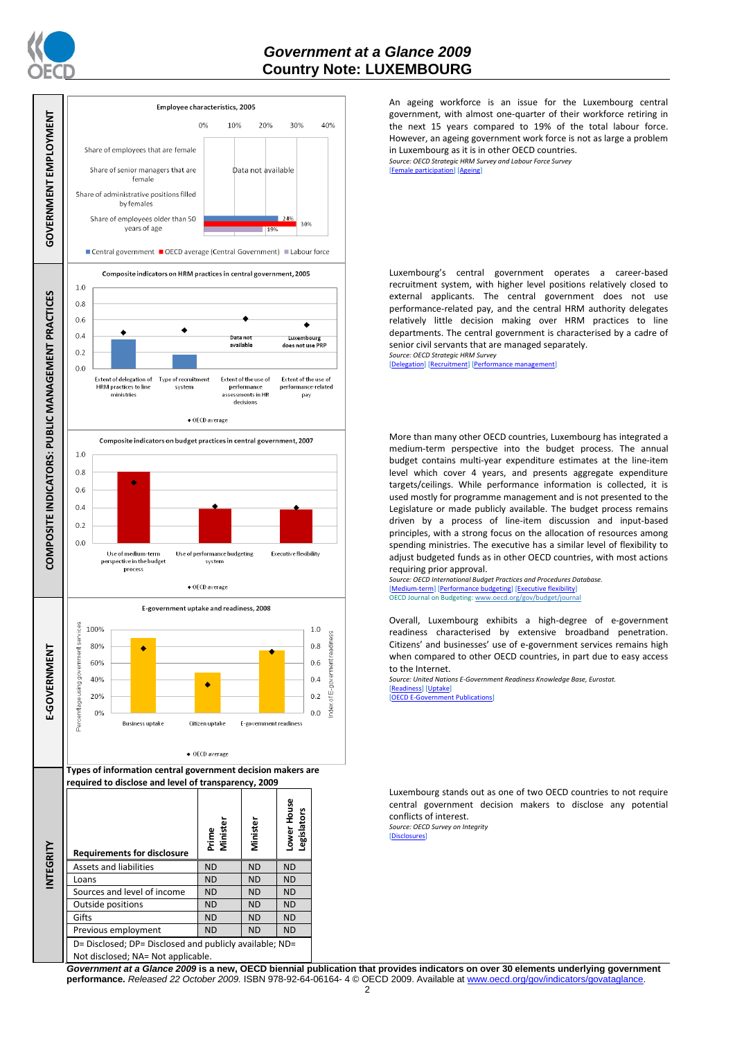## GOVERNMENT EMPLOYMENT

**Employee characteristics, 2005**

| | Central government | OECD average (Central Government) | Labour force |
|---|---|---|---|
| Share of employees that are female | Data not available | | |
| Share of senior managers that are female | Data not available | | |
| Share of administrative positions filled by females | Data not available | | |
| Share of employees older than 50 years of age | 24% | 30% | 19% |

An ageing workforce is an issue for the Luxembourg central government, with almost one-quarter of their workforce retiring in the next 15 years compared to 19% of the total labour force. However, an ageing government work force is not as large a problem in Luxembourg as it is in other OECD countries.

*Source: OECD Strategic HRM Survey and Labour Force Survey*
[Female participation] [Ageing]

## COMPOSITE INDICATORS: PUBLIC MANAGEMENT PRACTICES

**Composite indicators on HRM practices in central government, 2005**

Categories: Extent of delegation of HRM practices to line ministries; Type of recruitment system; Extent of the use of performance assessments in HR decisions (Data not available); Extent of the use of performance-related pay (Luxembourg does not use PRP). ◆ OECD average

Luxembourg's central government operates a career-based recruitment system, with higher level positions relatively closed to external applicants. The central government does not use performance-related pay, and the central HRM authority delegates relatively little decision making over HRM practices to line departments. The central government is characterised by a cadre of senior civil servants that are managed separately.

*Source: OECD Strategic HRM Survey*
[Delegation] [Recruitment] [Performance management]

**Composite indicators on budget practices in central government, 2007**

Categories: Use of medium-term perspective in the budget process; Use of performance budgeting system; Executive flexibility. ◆ OECD average

More than many other OECD countries, Luxembourg has integrated a medium-term perspective into the budget process. The annual budget contains multi-year expenditure estimates at the line-item level which cover 4 years, and presents aggregate expenditure targets/ceilings. While performance information is collected, it is used mostly for programme management and is not presented to the Legislature or made publicly available. The budget process remains driven by a process of line-item discussion and input-based principles, with a strong focus on the allocation of resources among spending ministries. The executive has a similar level of flexibility to adjust budgeted funds as in other OECD countries, with most actions requiring prior approval.

*Source: OECD International Budget Practices and Procedures Database.*
[Medium-term] [Performance budgeting] [Executive flexibility]
OECD Journal on Budgeting: www.oecd.org/gov/budget/journal

## E-GOVERNMENT

**E-government uptake and readiness, 2008**

Categories: Business uptake; Citizen uptake (Percentage using government services); E-government readiness (Index of E-government readiness). ◆ OECD average

Overall, Luxembourg exhibits a high-degree of e-government readiness characterised by extensive broadband penetration. Citizens' and businesses' use of e-government services remains high when compared to other OECD countries, in part due to easy access to the Internet.

*Source: United Nations E-Government Readiness Knowledge Base, Eurostat.*
[Readiness] [Uptake]
[OECD E-Government Publications]

## INTEGRITY

**Types of information central government decision makers are required to disclose and level of transparency, 2009**

| Requirements for disclosure | Prime Minister | Minister | Lower House Legislators |
|---|---|---|---|
| Assets and liabilities | ND | ND | ND |
| Loans | ND | ND | ND |
| Sources and level of income | ND | ND | ND |
| Outside positions | ND | ND | ND |
| Gifts | ND | ND | ND |
| Previous employment | ND | ND | ND |

D= Disclosed; DP= Disclosed and publicly available; ND= Not disclosed; NA= Not applicable.

Luxembourg stands out as one of two OECD countries to not require central government decision makers to disclose any potential conflicts of interest.

*Source: OECD Survey on Integrity*
[Disclosures]

***Government at a Glance 2009*** **is a new, OECD biennial publication that provides indicators on over 30 elements underlying government performance.** *Released 22 October 2009.* ISBN 978-92-64-06164- 4 © OECD 2009. Available at www.oecd.org/gov/indicators/govataglance.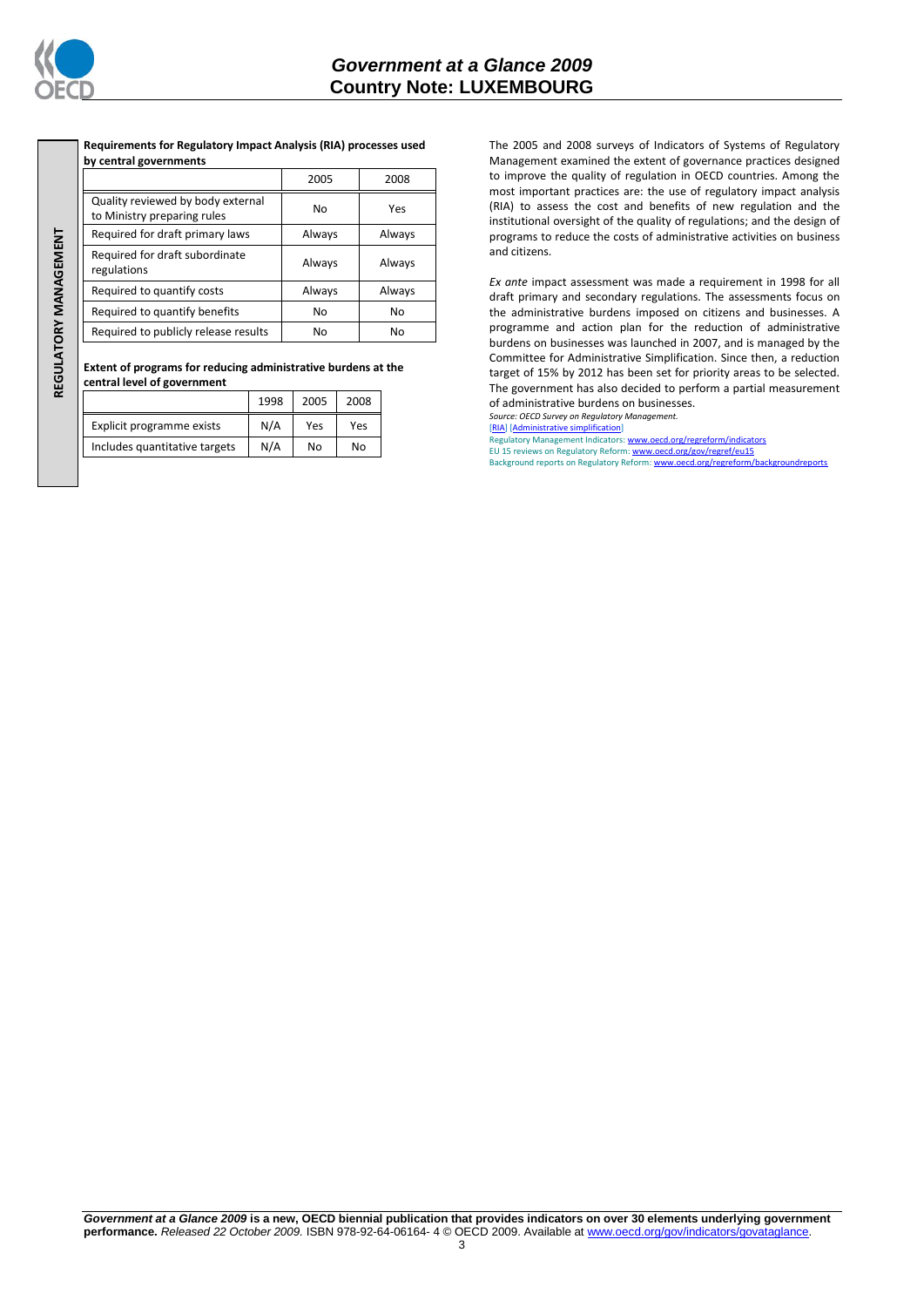**REGULATORY MANAGEMENT**

**Requirements for Regulatory Impact Analysis (RIA) processes used by central governments**

| | 2005 | 2008 |
|---|---|---|
| Quality reviewed by body external to Ministry preparing rules | No | Yes |
| Required for draft primary laws | Always | Always |
| Required for draft subordinate regulations | Always | Always |
| Required to quantify costs | Always | Always |
| Required to quantify benefits | No | No |
| Required to publicly release results | No | No |

**Extent of programs for reducing administrative burdens at the central level of government**

| | 1998 | 2005 | 2008 |
|---|---|---|---|
| Explicit programme exists | N/A | Yes | Yes |
| Includes quantitative targets | N/A | No | No |

The 2005 and 2008 surveys of Indicators of Systems of Regulatory Management examined the extent of governance practices designed to improve the quality of regulation in OECD countries. Among the most important practices are: the use of regulatory impact analysis (RIA) to assess the cost and benefits of new regulation and the institutional oversight of the quality of regulations; and the design of programs to reduce the costs of administrative activities on business and citizens.

*Ex ante* impact assessment was made a requirement in 1998 for all draft primary and secondary regulations. The assessments focus on the administrative burdens imposed on citizens and businesses. A programme and action plan for the reduction of administrative burdens on businesses was launched in 2007, and is managed by the Committee for Administrative Simplification. Since then, a reduction target of 15% by 2012 has been set for priority areas to be selected. The government has also decided to perform a partial measurement of administrative burdens on businesses.

*Source: OECD Survey on Regulatory Management.*

[RIA] [Administrative simplification]

Regulatory Management Indicators: www.oecd.org/regreform/indicators

EU 15 reviews on Regulatory Reform: www.oecd.org/gov/regref/eu15

Background reports on Regulatory Reform: www.oecd.org/regreform/backgroundreports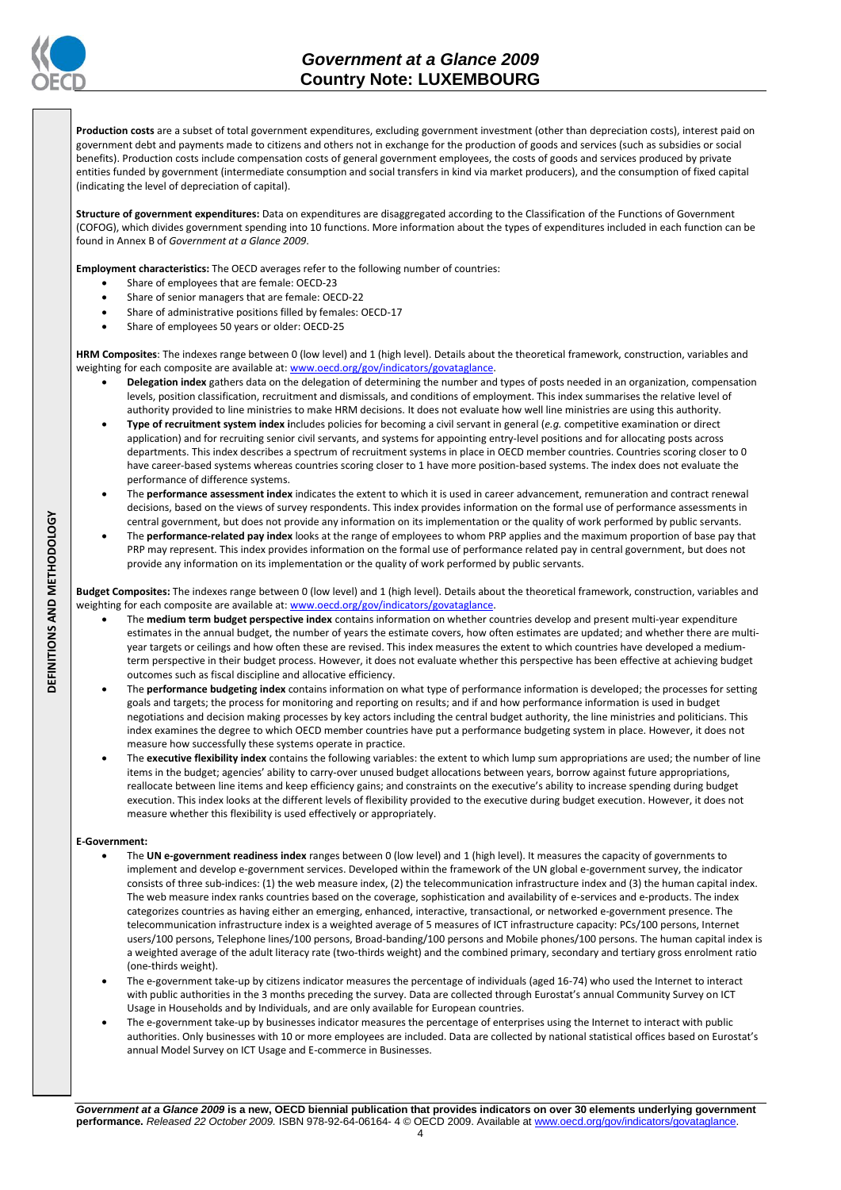**Production costs** are a subset of total government expenditures, excluding government investment (other than depreciation costs), interest paid on government debt and payments made to citizens and others not in exchange for the production of goods and services (such as subsidies or social benefits). Production costs include compensation costs of general government employees, the costs of goods and services produced by private entities funded by government (intermediate consumption and social transfers in kind via market producers), and the consumption of fixed capital (indicating the level of depreciation of capital).

**Structure of government expenditures:** Data on expenditures are disaggregated according to the Classification of the Functions of Government (COFOG), which divides government spending into 10 functions. More information about the types of expenditures included in each function can be found in Annex B of *Government at a Glance 2009*.

**Employment characteristics:** The OECD averages refer to the following number of countries:

- Share of employees that are female: OECD-23
- Share of senior managers that are female: OECD-22
- Share of administrative positions filled by females: OECD-17
- Share of employees 50 years or older: OECD-25

**HRM Composites**: The indexes range between 0 (low level) and 1 (high level). Details about the theoretical framework, construction, variables and weighting for each composite are available at: www.oecd.org/gov/indicators/govataglance.

- **Delegation index** gathers data on the delegation of determining the number and types of posts needed in an organization, compensation levels, position classification, recruitment and dismissals, and conditions of employment. This index summarises the relative level of authority provided to line ministries to make HRM decisions. It does not evaluate how well line ministries are using this authority.
- **Type of recruitment system index** includes policies for becoming a civil servant in general (*e.g.* competitive examination or direct application) and for recruiting senior civil servants, and systems for appointing entry-level positions and for allocating posts across departments. This index describes a spectrum of recruitment systems in place in OECD member countries. Countries scoring closer to 0 have career-based systems whereas countries scoring closer to 1 have more position-based systems. The index does not evaluate the performance of difference systems.
- The **performance assessment index** indicates the extent to which it is used in career advancement, remuneration and contract renewal decisions, based on the views of survey respondents. This index provides information on the formal use of performance assessments in central government, but does not provide any information on its implementation or the quality of work performed by public servants.
- The **performance-related pay index** looks at the range of employees to whom PRP applies and the maximum proportion of base pay that PRP may represent. This index provides information on the formal use of performance related pay in central government, but does not provide any information on its implementation or the quality of work performed by public servants.

**Budget Composites:** The indexes range between 0 (low level) and 1 (high level). Details about the theoretical framework, construction, variables and weighting for each composite are available at: www.oecd.org/gov/indicators/govataglance.

- The **medium term budget perspective index** contains information on whether countries develop and present multi-year expenditure estimates in the annual budget, the number of years the estimate covers, how often estimates are updated; and whether there are multi-year targets or ceilings and how often these are revised. This index measures the extent to which countries have developed a medium-term perspective in their budget process. However, it does not evaluate whether this perspective has been effective at achieving budget outcomes such as fiscal discipline and allocative efficiency.
- The **performance budgeting index** contains information on what type of performance information is developed; the processes for setting goals and targets; the process for monitoring and reporting on results; and if and how performance information is used in budget negotiations and decision making processes by key actors including the central budget authority, the line ministries and politicians. This index examines the degree to which OECD member countries have put a performance budgeting system in place. However, it does not measure how successfully these systems operate in practice.
- The **executive flexibility index** contains the following variables: the extent to which lump sum appropriations are used; the number of line items in the budget; agencies' ability to carry-over unused budget allocations between years, borrow against future appropriations, reallocate between line items and keep efficiency gains; and constraints on the executive's ability to increase spending during budget execution. This index looks at the different levels of flexibility provided to the executive during budget execution. However, it does not measure whether this flexibility is used effectively or appropriately.

**E-Government:**

- The **UN e-government readiness index** ranges between 0 (low level) and 1 (high level). It measures the capacity of governments to implement and develop e-government services. Developed within the framework of the UN global e-government survey, the indicator consists of three sub-indices: (1) the web measure index, (2) the telecommunication infrastructure index and (3) the human capital index. The web measure index ranks countries based on the coverage, sophistication and availability of e-services and e-products. The index categorizes countries as having either an emerging, enhanced, interactive, transactional, or networked e-government presence. The telecommunication infrastructure index is a weighted average of 5 measures of ICT infrastructure capacity: PCs/100 persons, Internet users/100 persons, Telephone lines/100 persons, Broad-banding/100 persons and Mobile phones/100 persons. The human capital index is a weighted average of the adult literacy rate (two-thirds weight) and the combined primary, secondary and tertiary gross enrolment ratio (one-thirds weight).
- The e-government take-up by citizens indicator measures the percentage of individuals (aged 16-74) who used the Internet to interact with public authorities in the 3 months preceding the survey. Data are collected through Eurostat's annual Community Survey on ICT Usage in Households and by Individuals, and are only available for European countries.
- The e-government take-up by businesses indicator measures the percentage of enterprises using the Internet to interact with public authorities. Only businesses with 10 or more employees are included. Data are collected by national statistical offices based on Eurostat's annual Model Survey on ICT Usage and E-commerce in Businesses.